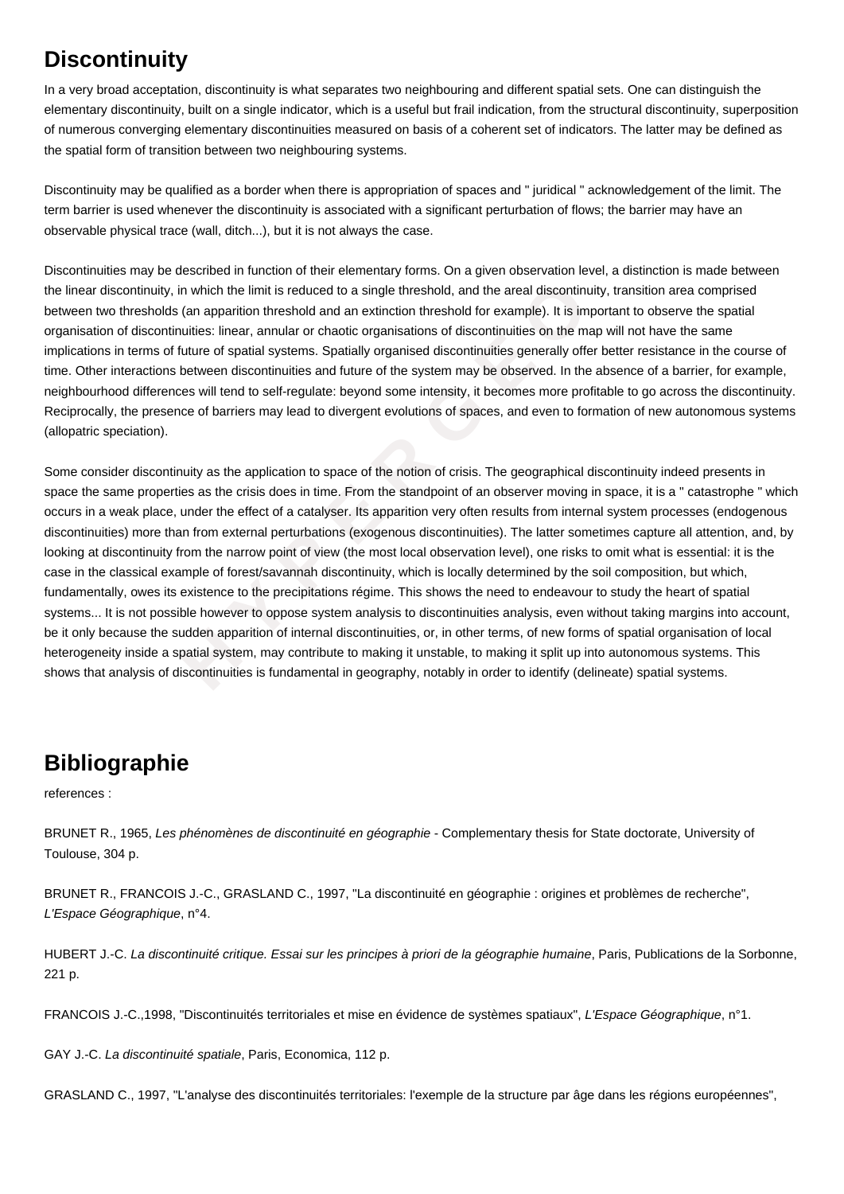# Discontinuity

In a very broad acceptation, discontinuity is what separates two neighbouring and different spatial sets. One can distinguish the elementary discontinuity, built on a single indicator, which is a useful but frail indication, from the structural discontinuity, superposition of numerous converging elementary discontinuities measured on basis of a coherent set of indicators. The latter may be defined as the spatial form of transition between two neighbouring systems.

Discontinuity may be qualified as a border when there is appropriation of spaces and " juridical " acknowledgement of the limit. The term barrier is used whenever the discontinuity is associated with a significant perturbation of flows; the barrier may have an observable physical trace (wall, ditch...), but it is not always the case.

Discontinuities may be described in function of their elementary forms. On a given observation level, a distinction is made between the linear discontinuity, in which the limit is reduced to a single threshold, and the areal discontinuity, transition area comprised between two thresholds (an apparition threshold and an extinction threshold for example). It is important to observe the spatial organisation of discontinuities: linear, annular or chaotic organisations of discontinuities on the map will not have the same implications in terms of future of spatial systems. Spatially organised discontinuities generally offer better resistance in the course of time. Other interactions between discontinuities and future of the system may be observed. In the absence of a barrier, for example, neighbourhood differences will tend to self-regulate: beyond some intensity, it becomes more profitable to go across the discontinuity. Reciprocally, the presence of barriers may lead to divergent evolutions of spaces, and even to formation of new autonomous systems (allopatric speciation).

Some consider discontinuity as the application to space of the notion of crisis. The geographical discontinuity indeed presents in space the same properties as the crisis does in time. From the standpoint of an observer moving in space, it is a " catastrophe " which occurs in a weak place, under the effect of a catalyser. Its apparition very often results from internal system processes (endogenous discontinuities) more than from external perturbations (exogenous discontinuities). The latter sometimes capture all attention, and, by looking at discontinuity from the narrow point of view (the most local observation level), one risks to omit what is essential: it is the case in the classical example of forest/savannah discontinuity, which is locally determined by the soil composition, but which, fundamentally, owes its existence to the precipitations régime. This shows the need to endeavour to study the heart of spatial systems... It is not possible however to oppose system analysis to discontinuities analysis, even without taking margins into account, be it only because the sudden apparition of internal discontinuities, or, in other terms, of new forms of spatial organisation of local heterogeneity inside a spatial system, may contribute to making it unstable, to making it split up into autonomous systems. This shows that analysis of discontinuities is fundamental in geography, notably in order to identify (delineate) spatial systems.

# Bibliographie

references :

BRUNET R., 1965, *Les phénomènes de discontinuité en géographie* - Complementary thesis for State doctorate, University of Toulouse, 304 p.

BRUNET R., FRANCOIS J.-C., GRASLAND C., 1997, "La discontinuité en géographie : origines et problèmes de recherche", *L'Espace Géographique*, n°4.

HUBERT J.-C. *La discontinuité critique. Essai sur les principes à priori de la géographie humaine*, Paris, Publications de la Sorbonne, 221 p.

FRANCOIS J.-C.,1998, "Discontinuités territoriales et mise en évidence de systèmes spatiaux", *L'Espace Géographique*, n°1.

GAY J.-C. *La discontinuité spatiale*, Paris, Economica, 112 p.

GRASLAND C., 1997, "L'analyse des discontinuités territoriales: l'exemple de la structure par âge dans les régions européennes",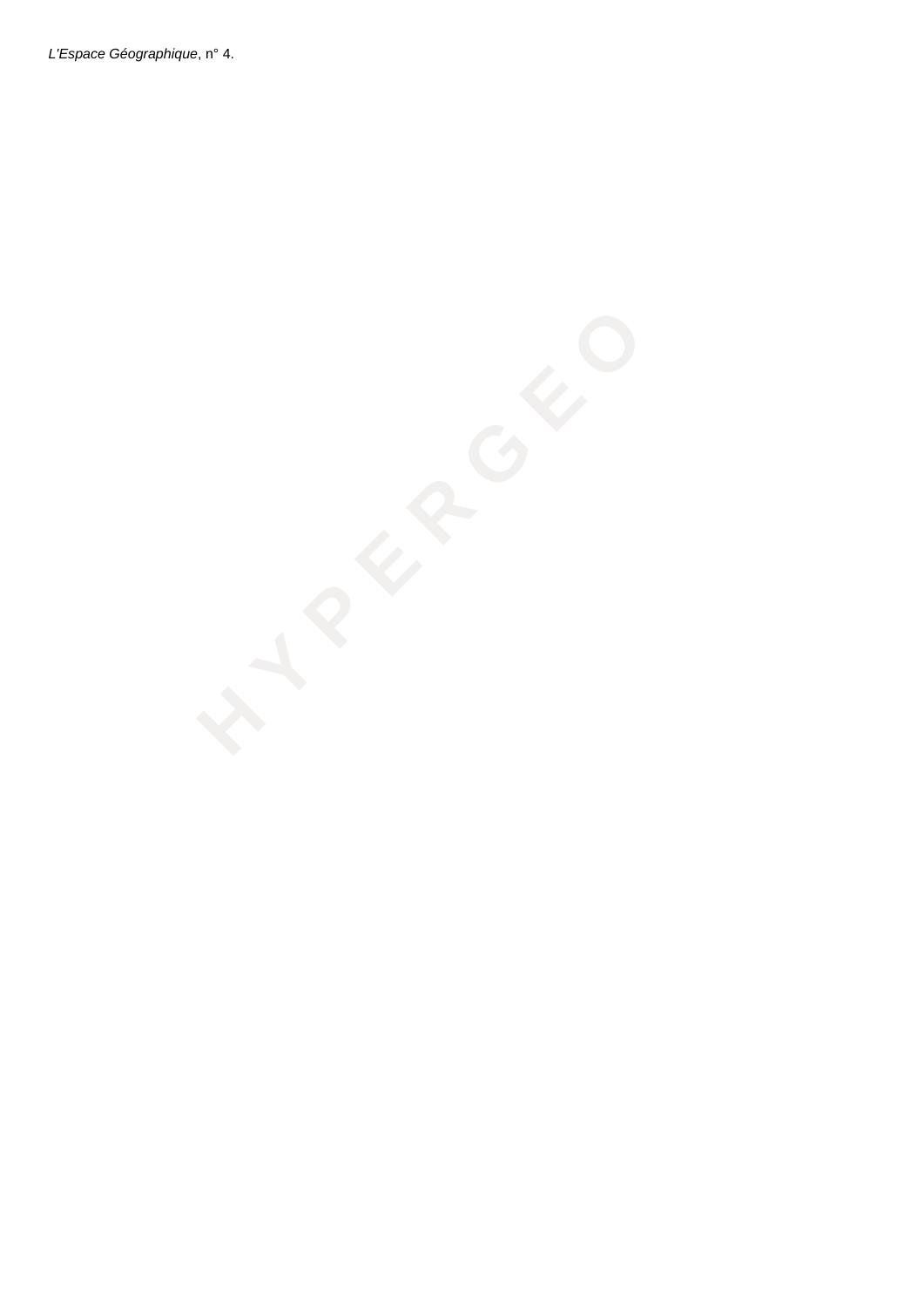*L'Espace Géographique*, n° 4.